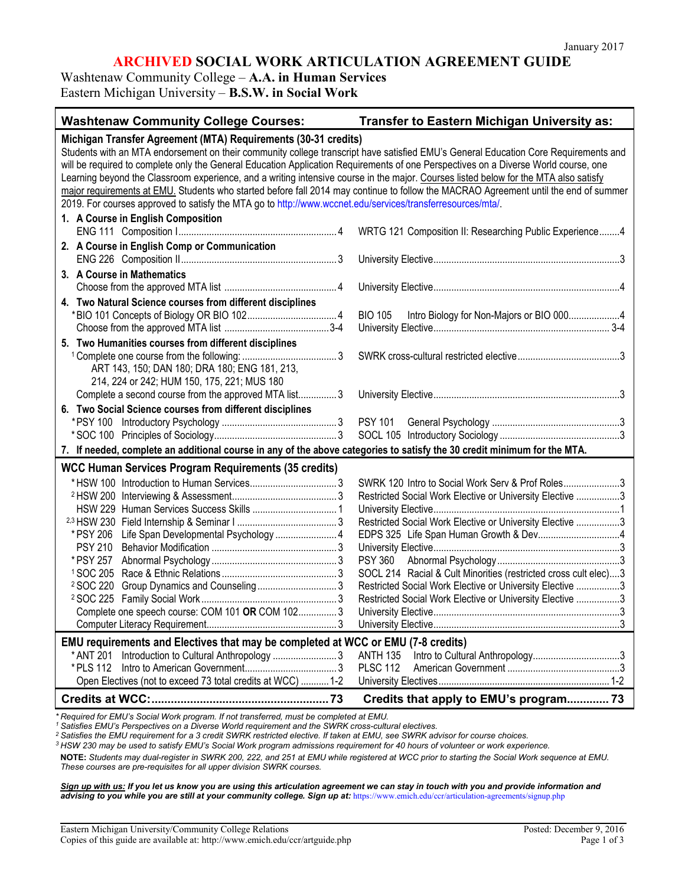January 2017

# ARCHIVED SOCIAL WORK ARTICULATION AGREEMENT GUIDE

Washtenaw Community College – **A.A. in Human Services**
Eastern Michigan University – **B.S.W. in Social Work**

| Washtenaw Community College Courses: | Transfer to Eastern Michigan University as: |
|---|---|
| **Michigan Transfer Agreement (MTA) Requirements (30-31 credits)** | |
| Students with an MTA endorsement on their community college transcript have satisfied EMU's General Education Core Requirements and will be required to complete only the General Education Application Requirements of one Perspectives on a Diverse World course, one Learning beyond the Classroom experience, and a writing intensive course in the major. Courses listed below for the MTA also satisfy major requirements at EMU. Students who started before fall 2014 may continue to follow the MACRAO Agreement until the end of summer 2019. For courses approved to satisfy the MTA go to http://www.wccnet.edu/services/transferresources/mta/. | |
| **1. A Course in English Composition** | |
| ENG 111 Composition I ... 4 | WRTG 121 Composition II: Researching Public Experience ... 4 |
| **2. A Course in English Comp or Communication** | |
| ENG 226 Composition II ... 3 | University Elective ... 3 |
| **3. A Course in Mathematics** | |
| Choose from the approved MTA list ... 4 | University Elective ... 4 |
| **4. Two Natural Science courses from different disciplines** | |
| *BIO 101 Concepts of Biology OR BIO 102 ... 4 | BIO 105 Intro Biology for Non-Majors or BIO 000 ... 4 |
| Choose from the approved MTA list ... 3-4 | University Elective ... 3-4 |
| **5. Two Humanities courses from different disciplines** | |
| [1] Complete one course from the following: ... 3<br>ART 143, 150; DAN 180; DRA 180; ENG 181, 213, 214, 224 or 242; HUM 150, 175, 221; MUS 180 | SWRK cross-cultural restricted elective ... 3 |
| Complete a second course from the approved MTA list ... 3 | University Elective ... 3 |
| **6. Two Social Science courses from different disciplines** | |
| *PSY 100 Introductory Psychology ... 3 | PSY 101 General Psychology ... 3 |
| *SOC 100 Principles of Sociology ... 3 | SOCL 105 Introductory Sociology ... 3 |
| **7. If needed, complete an additional course in any of the above categories to satisfy the 30 credit minimum for the MTA.** | |
| **WCC Human Services Program Requirements (35 credits)** | |
| *HSW 100 Introduction to Human Services ... 3 | SWRK 120 Intro to Social Work Serv & Prof Roles ... 3 |
| [2] HSW 200 Interviewing & Assessment ... 3 | Restricted Social Work Elective or University Elective ... 3 |
| HSW 229 Human Services Success Skills ... 1 | University Elective ... 1 |
| [2,3] HSW 230 Field Internship & Seminar I ... 3 | Restricted Social Work Elective or University Elective ... 3 |
| *PSY 206 Life Span Developmental Psychology ... 4 | EDPS 325 Life Span Human Growth & Dev ... 4 |
| PSY 210 Behavior Modification ... 3 | University Elective ... 3 |
| *PSY 257 Abnormal Psychology ... 3 | PSY 360 Abnormal Psychology ... 3 |
| [1] SOC 205 Race & Ethnic Relations ... 3 | SOCL 214 Racial & Cult Minorities (restricted cross cult elec) ... 3 |
| [2] SOC 220 Group Dynamics and Counseling ... 3 | Restricted Social Work Elective or University Elective ... 3 |
| [2] SOC 225 Family Social Work ... 3 | Restricted Social Work Elective or University Elective ... 3 |
| Complete one speech course: COM 101 **OR** COM 102 ... 3 | University Elective ... 3 |
| Computer Literacy Requirement ... 3 | University Elective ... 3 |
| **EMU requirements and Electives that may be completed at WCC or EMU (7-8 credits)** | |
| *ANT 201 Introduction to Cultural Anthropology ... 3 | ANTH 135 Intro to Cultural Anthropology ... 3 |
| *PLS 112 Intro to American Government ... 3 | PLSC 112 American Government ... 3 |
| Open Electives (not to exceed 73 total credits at WCC) ... 1-2 | University Electives ... 1-2 |
| **Credits at WCC: ... 73** | **Credits that apply to EMU's program ... 73** |

*\* Required for EMU's Social Work program. If not transferred, must be completed at EMU.*
*[1] Satisfies EMU's Perspectives on a Diverse World requirement and the SWRK cross-cultural electives.*
*[2] Satisfies the EMU requirement for a 3 credit SWRK restricted elective. If taken at EMU, see SWRK advisor for course choices.*
*[3] HSW 230 may be used to satisfy EMU's Social Work program admissions requirement for 40 hours of volunteer or work experience.*

**NOTE:** *Students may dual-register in SWRK 200, 222, and 251 at EMU while registered at WCC prior to starting the Social Work sequence at EMU. These courses are pre-requisites for all upper division SWRK courses.*

***Sign up with us:** If you let us know you are using this articulation agreement we can stay in touch with you and provide information and advising to you while you are still at your community college. Sign up at:* https://www.emich.edu/ccr/articulation-agreements/signup.php

Eastern Michigan University/Community College Relations
Copies of this guide are available at: http://www.emich.edu/ccr/artguide.php

Posted: December 9, 2016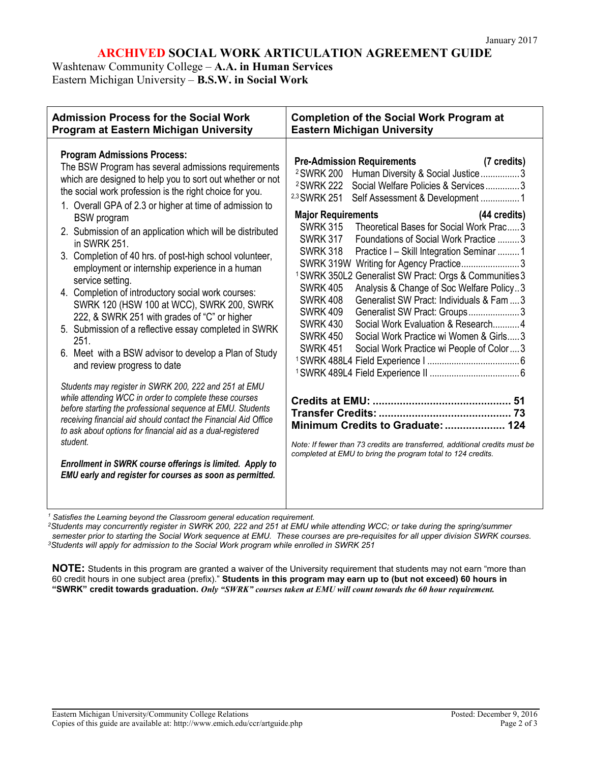January 2017

# ARCHIVED SOCIAL WORK ARTICULATION AGREEMENT GUIDE

Washtenaw Community College – **A.A. in Human Services**
Eastern Michigan University – **B.S.W. in Social Work**

## Admission Process for the Social Work Program at Eastern Michigan University

**Program Admissions Process:**
The BSW Program has several admissions requirements which are designed to help you to sort out whether or not the social work profession is the right choice for you.

1. Overall GPA of 2.3 or higher at time of admission to BSW program
2. Submission of an application which will be distributed in SWRK 251.
3. Completion of 40 hrs. of post-high school volunteer, employment or internship experience in a human service setting.
4. Completion of introductory social work courses: SWRK 120 (HSW 100 at WCC), SWRK 200, SWRK 222, & SWRK 251 with grades of "C" or higher
5. Submission of a reflective essay completed in SWRK 251.
6. Meet with a BSW advisor to develop a Plan of Study and review progress to date

*Students may register in SWRK 200, 222 and 251 at EMU while attending WCC in order to complete these courses before starting the professional sequence at EMU. Students receiving financial aid should contact the Financial Aid Office to ask about options for financial aid as a dual-registered student.*

***Enrollment in SWRK course offerings is limited. Apply to EMU early and register for courses as soon as permitted.***

## Completion of the Social Work Program at Eastern Michigan University

| **Pre-Admission Requirements** | | **(7 credits)** |
|---|---|---|
| [2]SWRK 200 | Human Diversity & Social Justice | 3 |
| [2]SWRK 222 | Social Welfare Policies & Services | 3 |
| [2,3]SWRK 251 | Self Assessment & Development | 1 |

| **Major Requirements** | | **(44 credits)** |
|---|---|---|
| SWRK 315 | Theoretical Bases for Social Work Prac | 3 |
| SWRK 317 | Foundations of Social Work Practice | 3 |
| SWRK 318 | Practice I – Skill Integration Seminar | 1 |
| SWRK 319W | Writing for Agency Practice | 3 |
| [1]SWRK 350L2 | Generalist SW Pract: Orgs & Communities | 3 |
| SWRK 405 | Analysis & Change of Soc Welfare Policy | 3 |
| SWRK 408 | Generalist SW Pract: Individuals & Fam | 3 |
| SWRK 409 | Generalist SW Pract: Groups | 3 |
| SWRK 430 | Social Work Evaluation & Research | 4 |
| SWRK 450 | Social Work Practice wi Women & Girls | 3 |
| SWRK 451 | Social Work Practice wi People of Color | 3 |
| [1]SWRK 488L4 | Field Experience I | 6 |
| [1]SWRK 489L4 | Field Experience II | 6 |

**Credits at EMU: 51**
**Transfer Credits: 73**
**Minimum Credits to Graduate: 124**

*Note: If fewer than 73 credits are transferred, additional credits must be completed at EMU to bring the program total to 124 credits.*

[1] *Satisfies the Learning beyond the Classroom general education requirement.*
[2] *Students may concurrently register in SWRK 200, 222 and 251 at EMU while attending WCC; or take during the spring/summer semester prior to starting the Social Work sequence at EMU. These courses are pre-requisites for all upper division SWRK courses.*
[3] *Students will apply for admission to the Social Work program while enrolled in SWRK 251*

**NOTE:** Students in this program are granted a waiver of the University requirement that students may not earn "more than 60 credit hours in one subject area (prefix)." **Students in this program may earn up to (but not exceed) 60 hours in "SWRK" credit towards graduation.** ***Only "SWRK" courses taken at EMU will count towards the 60 hour requirement.***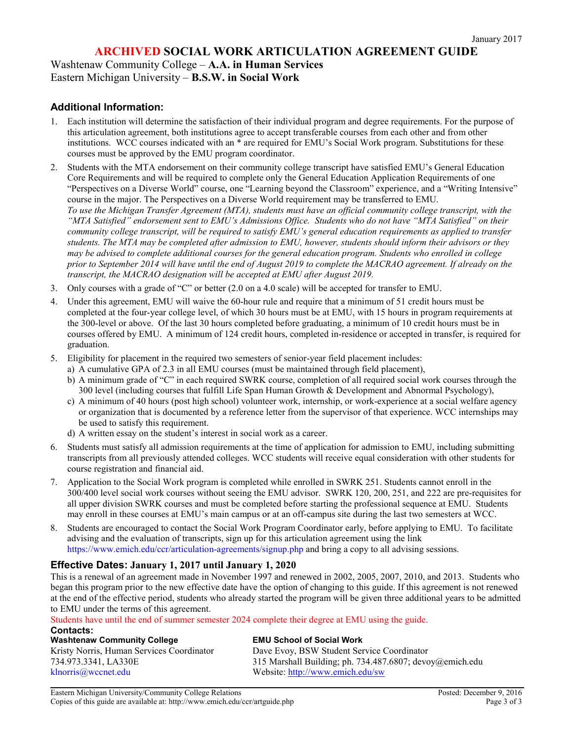January 2017

# ARCHIVED SOCIAL WORK ARTICULATION AGREEMENT GUIDE

Washtenaw Community College – **A.A. in Human Services**
Eastern Michigan University – **B.S.W. in Social Work**

## Additional Information:

1. Each institution will determine the satisfaction of their individual program and degree requirements. For the purpose of this articulation agreement, both institutions agree to accept transferable courses from each other and from other institutions. WCC courses indicated with an * are required for EMU's Social Work program. Substitutions for these courses must be approved by the EMU program coordinator.
2. Students with the MTA endorsement on their community college transcript have satisfied EMU's General Education Core Requirements and will be required to complete only the General Education Application Requirements of one "Perspectives on a Diverse World" course, one "Learning beyond the Classroom" experience, and a "Writing Intensive" course in the major. The Perspectives on a Diverse World requirement may be transferred to EMU.
*To use the Michigan Transfer Agreement (MTA), students must have an official community college transcript, with the "MTA Satisfied" endorsement sent to EMU's Admissions Office. Students who do not have "MTA Satisfied" on their community college transcript, will be required to satisfy EMU's general education requirements as applied to transfer students. The MTA may be completed after admission to EMU, however, students should inform their advisors or they may be advised to complete additional courses for the general education program. Students who enrolled in college prior to September 2014 will have until the end of August 2019 to complete the MACRAO agreement. If already on the transcript, the MACRAO designation will be accepted at EMU after August 2019.*
3. Only courses with a grade of "C" or better (2.0 on a 4.0 scale) will be accepted for transfer to EMU.
4. Under this agreement, EMU will waive the 60-hour rule and require that a minimum of 51 credit hours must be completed at the four-year college level, of which 30 hours must be at EMU, with 15 hours in program requirements at the 300-level or above. Of the last 30 hours completed before graduating, a minimum of 10 credit hours must be in courses offered by EMU. A minimum of 124 credit hours, completed in-residence or accepted in transfer, is required for graduation.
5. Eligibility for placement in the required two semesters of senior-year field placement includes:
   a) A cumulative GPA of 2.3 in all EMU courses (must be maintained through field placement),
   b) A minimum grade of "C" in each required SWRK course, completion of all required social work courses through the 300 level (including courses that fulfill Life Span Human Growth & Development and Abnormal Psychology),
   c) A minimum of 40 hours (post high school) volunteer work, internship, or work-experience at a social welfare agency or organization that is documented by a reference letter from the supervisor of that experience. WCC internships may be used to satisfy this requirement.
   d) A written essay on the student's interest in social work as a career.
6. Students must satisfy all admission requirements at the time of application for admission to EMU, including submitting transcripts from all previously attended colleges. WCC students will receive equal consideration with other students for course registration and financial aid.
7. Application to the Social Work program is completed while enrolled in SWRK 251. Students cannot enroll in the 300/400 level social work courses without seeing the EMU advisor. SWRK 120, 200, 251, and 222 are pre-requisites for all upper division SWRK courses and must be completed before starting the professional sequence at EMU. Students may enroll in these courses at EMU's main campus or at an off-campus site during the last two semesters at WCC.
8. Students are encouraged to contact the Social Work Program Coordinator early, before applying to EMU. To facilitate advising and the evaluation of transcripts, sign up for this articulation agreement using the link https://www.emich.edu/ccr/articulation-agreements/signup.php and bring a copy to all advising sessions.

## Effective Dates: January 1, 2017 until January 1, 2020

This is a renewal of an agreement made in November 1997 and renewed in 2002, 2005, 2007, 2010, and 2013. Students who began this program prior to the new effective date have the option of changing to this guide. If this agreement is not renewed at the end of the effective period, students who already started the program will be given three additional years to be admitted to EMU under the terms of this agreement.

Students have until the end of summer semester 2024 complete their degree at EMU using the guide.

## Contacts:

**Washtenaw Community College**
Kristy Norris, Human Services Coordinator
734.973.3341, LA330E
klnorris@wccnet.edu

**EMU School of Social Work**
Dave Evoy, BSW Student Service Coordinator
315 Marshall Building; ph. 734.487.6807; devoy@emich.edu
Website: http://www.emich.edu/sw

Eastern Michigan University/Community College Relations
Copies of this guide are available at: http://www.emich.edu/ccr/artguide.php

Posted: December 9, 2016